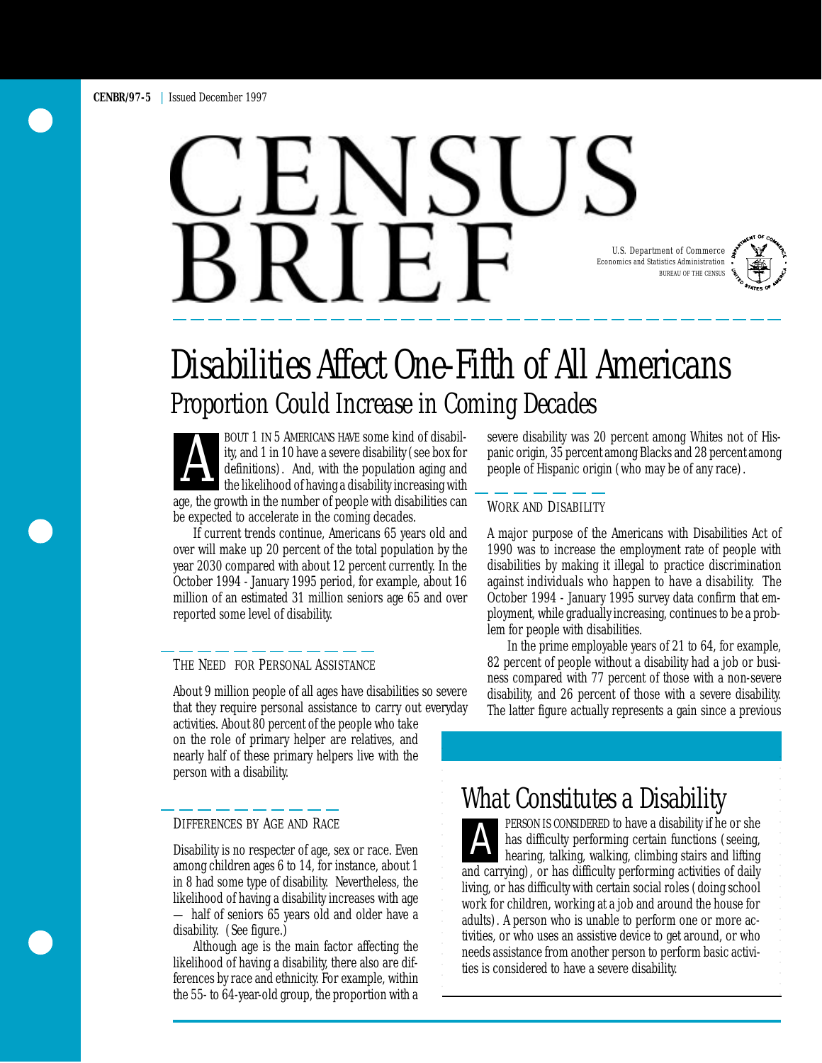CENBR/97-5 | Issued December 1997

# CENSUS BRIEF

U.S. Department of Commerce
Economics and Statistics Administration
BUREAU OF THE CENSUS

# Disabilities Affect One-Fifth of All Americans

## Proportion Could Increase in Coming Decades

ABOUT 1 IN 5 AMERICANS HAVE some kind of disability, and 1 in 10 have a severe disability (see box for definitions). And, with the population aging and the likelihood of having a disability increasing with age, the growth in the number of people with disabilities can be expected to accelerate in the coming decades.

If current trends continue, Americans 65 years old and over will make up 20 percent of the total population by the year 2030 compared with about 12 percent currently. In the October 1994 - January 1995 period, for example, about 16 million of an estimated 31 million seniors age 65 and over reported some level of disability.

### THE NEED FOR PERSONAL ASSISTANCE

About 9 million people of all ages have disabilities so severe that they require personal assistance to carry out everyday activities. About 80 percent of the people who take on the role of primary helper are relatives, and nearly half of these primary helpers live with the person with a disability.

### DIFFERENCES BY AGE AND RACE

Disability is no respecter of age, sex or race. Even among children ages 6 to 14, for instance, about 1 in 8 had some type of disability. Nevertheless, the likelihood of having a disability increases with age — half of seniors 65 years old and older have a disability. (See figure.)

Although age is the main factor affecting the likelihood of having a disability, there also are differences by race and ethnicity. For example, within the 55- to 64-year-old group, the proportion with a severe disability was 20 percent among Whites not of Hispanic origin, 35 percent among Blacks and 28 percent among people of Hispanic origin (who may be of any race).

### WORK AND DISABILITY

A major purpose of the Americans with Disabilities Act of 1990 was to increase the employment rate of people with disabilities by making it illegal to practice discrimination against individuals who happen to have a disability. The October 1994 - January 1995 survey data confirm that employment, while gradually increasing, continues to be a problem for people with disabilities.

In the prime employable years of 21 to 64, for example, 82 percent of people without a disability had a job or business compared with 77 percent of those with a non-severe disability, and 26 percent of those with a severe disability. The latter figure actually represents a gain since a previous

### What Constitutes a Disability

A PERSON IS CONSIDERED to have a disability if he or she has difficulty performing certain functions (seeing, hearing, talking, walking, climbing stairs and lifting and carrying), or has difficulty performing activities of daily living, or has difficulty with certain social roles (doing school work for children, working at a job and around the house for adults). A person who is unable to perform one or more activities, or who uses an assistive device to get around, or who needs assistance from another person to perform basic activities is considered to have a severe disability.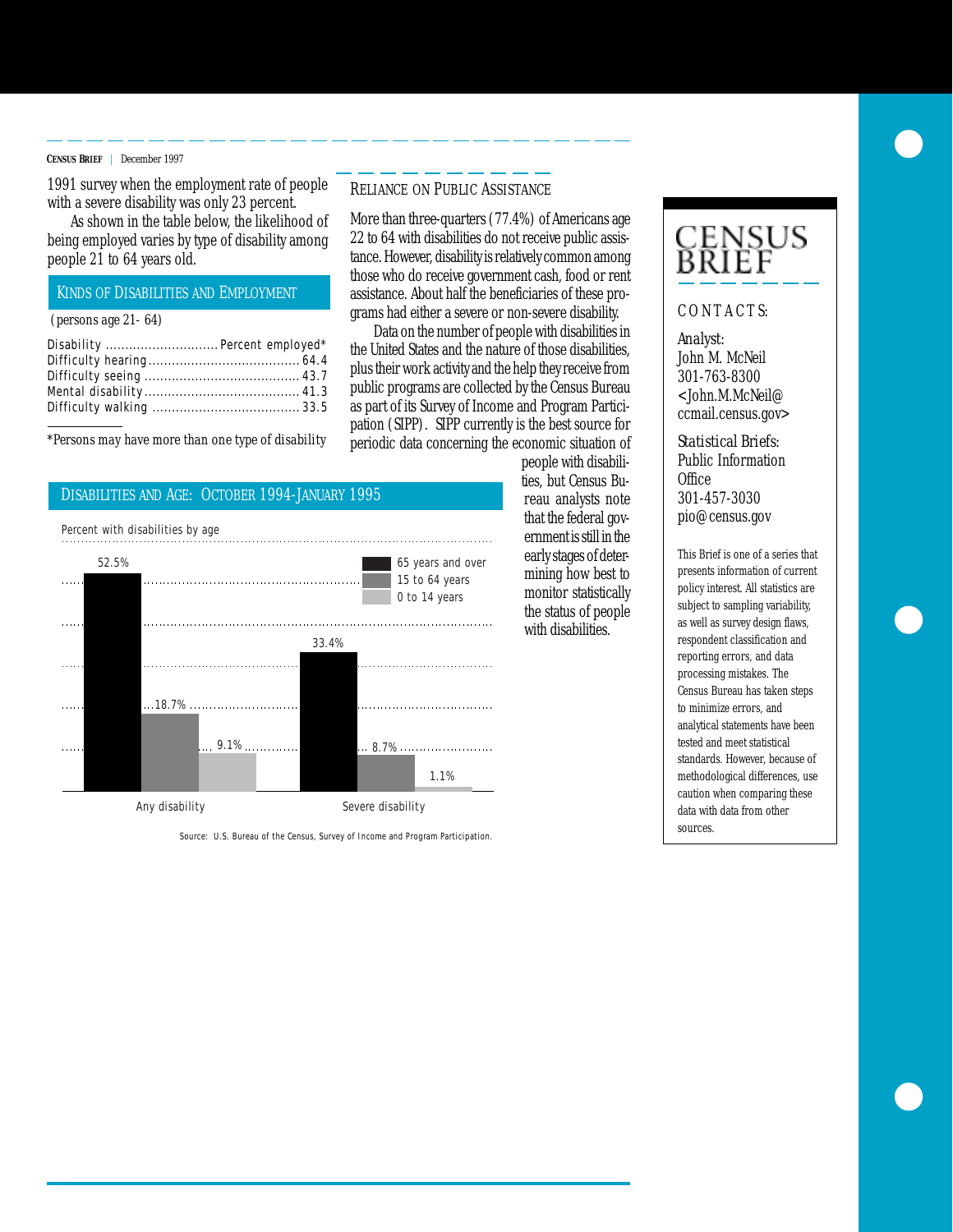1991 survey when the employment rate of people with a severe disability was only 23 percent.

As shown in the table below, the likelihood of being employed varies by type of disability among people 21 to 64 years old.

## Kinds of Disabilities and Employment

(persons age 21- 64)

| Disability | Percent employed* |
|---|---|
| Difficulty hearing | 64.4 |
| Difficulty seeing | 43.7 |
| Mental disability | 41.3 |
| Difficulty walking | 33.5 |

*Persons may have more than one type of disability

## Disabilities and Age: October 1994-January 1995

Percent with disabilities by age

65 years and over
15 to 64 years
0 to 14 years

52.5%
18.7%
9.1%
33.4%
8.7%
1.1%

Any disability
Severe disability

Source: U.S. Bureau of the Census, Survey of Income and Program Participation.

## Reliance on Public Assistance

More than three-quarters (77.4%) of Americans age 22 to 64 with disabilities do not receive public assistance. However, disability is relatively common among those who do receive government cash, food or rent assistance. About half the beneficiaries of these programs had either a severe or non-severe disability.

Data on the number of people with disabilities in the United States and the nature of those disabilities, plus their work activity and the help they receive from public programs are collected by the Census Bureau as part of its Survey of Income and Program Participation (SIPP). SIPP currently is the best source for periodic data concerning the economic situation of people with disabilities, but Census Bureau analysts note that the federal government is still in the early stages of determining how best to monitor statistically the status of people with disabilities.

# Census Brief

CONTACTS:

Analyst:
John M. McNeil
301-763-8300
<John.M.McNeil@ccmail.census.gov>

Statistical Briefs:
Public Information Office
301-457-3030
pio@census.gov

This Brief is one of a series that presents information of current policy interest. All statistics are subject to sampling variability, as well as survey design flaws, respondent classification and reporting errors, and data processing mistakes. The Census Bureau has taken steps to minimize errors, and analytical statements have been tested and meet statistical standards. However, because of methodological differences, use caution when comparing these data with data from other sources.